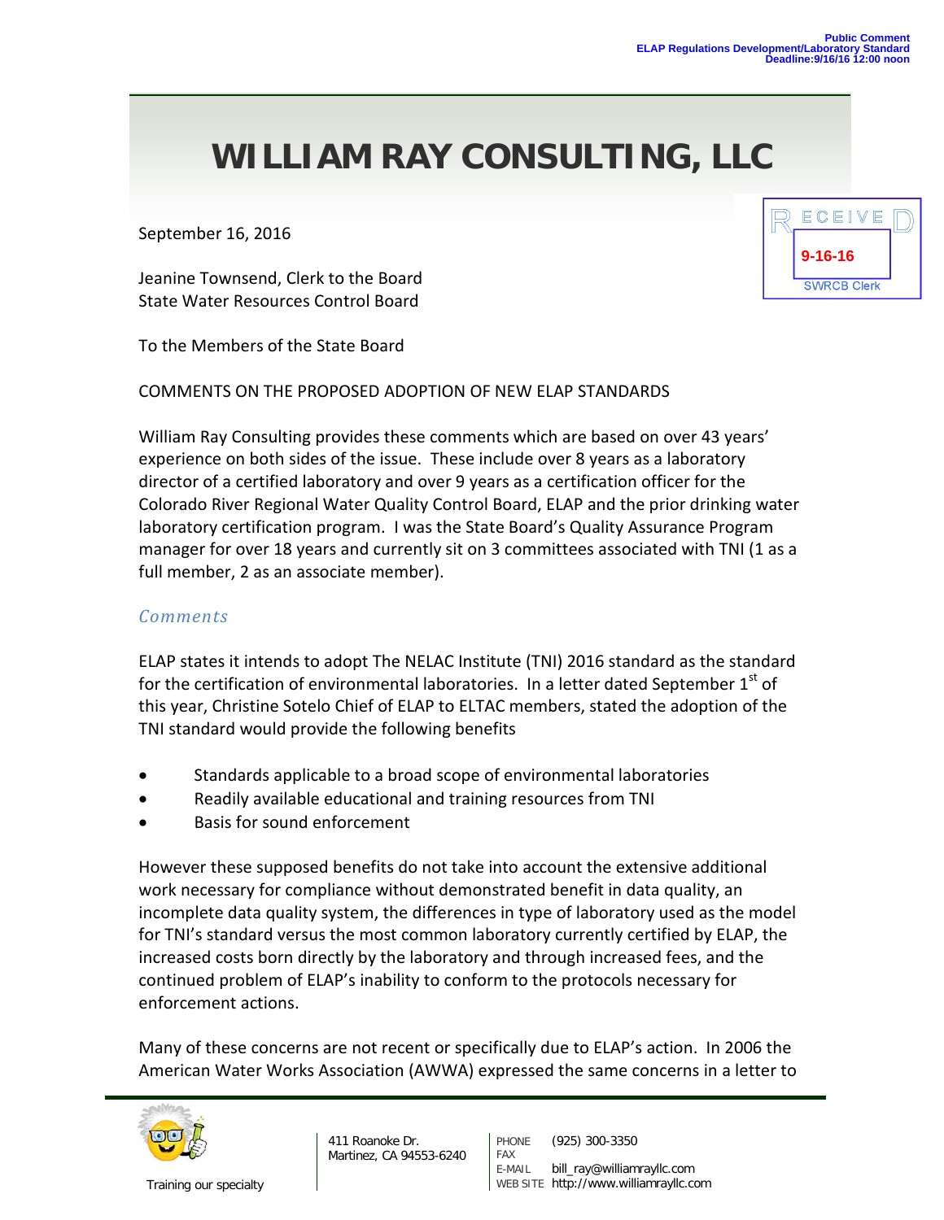Public Comment
ELAP Regulations Development/Laboratory Standard
Deadline:9/16/16 12:00 noon

# WILLIAM RAY CONSULTING, LLC

RECEIVED
9-16-16
SWRCB Clerk

September 16, 2016

Jeanine Townsend, Clerk to the Board
State Water Resources Control Board

To the Members of the State Board

COMMENTS ON THE PROPOSED ADOPTION OF NEW ELAP STANDARDS

William Ray Consulting provides these comments which are based on over 43 years' experience on both sides of the issue. These include over 8 years as a laboratory director of a certified laboratory and over 9 years as a certification officer for the Colorado River Regional Water Quality Control Board, ELAP and the prior drinking water laboratory certification program. I was the State Board's Quality Assurance Program manager for over 18 years and currently sit on 3 committees associated with TNI (1 as a full member, 2 as an associate member).

## *Comments*

ELAP states it intends to adopt The NELAC Institute (TNI) 2016 standard as the standard for the certification of environmental laboratories. In a letter dated September 1st of this year, Christine Sotelo Chief of ELAP to ELTAC members, stated the adoption of the TNI standard would provide the following benefits

- Standards applicable to a broad scope of environmental laboratories
- Readily available educational and training resources from TNI
- Basis for sound enforcement

However these supposed benefits do not take into account the extensive additional work necessary for compliance without demonstrated benefit in data quality, an incomplete data quality system, the differences in type of laboratory used as the model for TNI's standard versus the most common laboratory currently certified by ELAP, the increased costs born directly by the laboratory and through increased fees, and the continued problem of ELAP's inability to conform to the protocols necessary for enforcement actions.

Many of these concerns are not recent or specifically due to ELAP's action. In 2006 the American Water Works Association (AWWA) expressed the same concerns in a letter to

Training our specialty

411 Roanoke Dr.
Martinez, CA 94553-6240

PHONE (925) 300-3350
FAX
E-MAIL bill_ray@williamrayllc.com
WEB SITE http://www.williamrayllc.com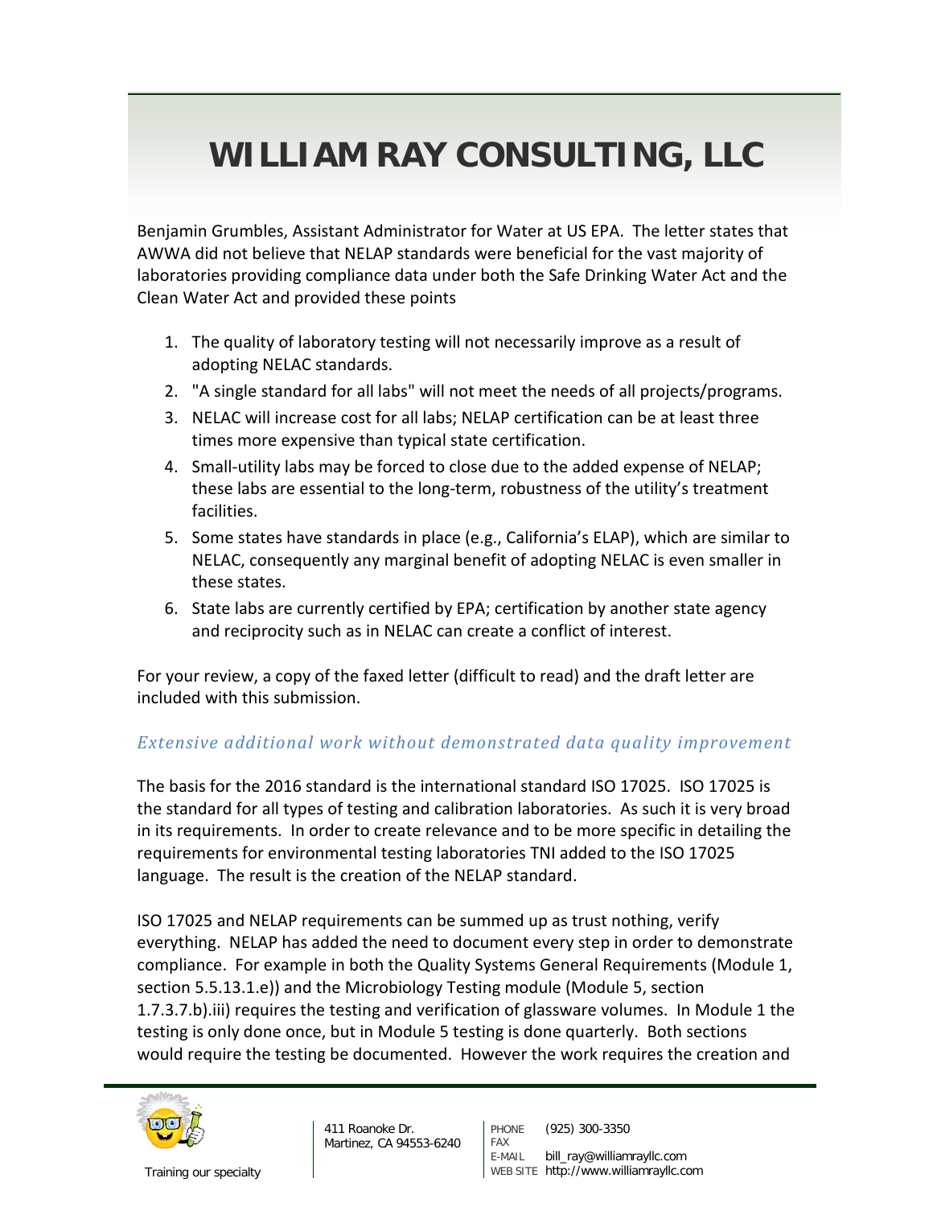Benjamin Grumbles, Assistant Administrator for Water at US EPA. The letter states that AWWA did not believe that NELAP standards were beneficial for the vast majority of laboratories providing compliance data under both the Safe Drinking Water Act and the Clean Water Act and provided these points

1. The quality of laboratory testing will not necessarily improve as a result of adopting NELAC standards.
2. "A single standard for all labs" will not meet the needs of all projects/programs.
3. NELAC will increase cost for all labs; NELAP certification can be at least three times more expensive than typical state certification.
4. Small-utility labs may be forced to close due to the added expense of NELAP; these labs are essential to the long-term, robustness of the utility's treatment facilities.
5. Some states have standards in place (e.g., California's ELAP), which are similar to NELAC, consequently any marginal benefit of adopting NELAC is even smaller in these states.
6. State labs are currently certified by EPA; certification by another state agency and reciprocity such as in NELAC can create a conflict of interest.

For your review, a copy of the faxed letter (difficult to read) and the draft letter are included with this submission.

### *Extensive additional work without demonstrated data quality improvement*

The basis for the 2016 standard is the international standard ISO 17025. ISO 17025 is the standard for all types of testing and calibration laboratories. As such it is very broad in its requirements. In order to create relevance and to be more specific in detailing the requirements for environmental testing laboratories TNI added to the ISO 17025 language. The result is the creation of the NELAP standard.

ISO 17025 and NELAP requirements can be summed up as trust nothing, verify everything. NELAP has added the need to document every step in order to demonstrate compliance. For example in both the Quality Systems General Requirements (Module 1, section 5.5.13.1.e)) and the Microbiology Testing module (Module 5, section 1.7.3.7.b).iii) requires the testing and verification of glassware volumes. In Module 1 the testing is only done once, but in Module 5 testing is done quarterly. Both sections would require the testing be documented. However the work requires the creation and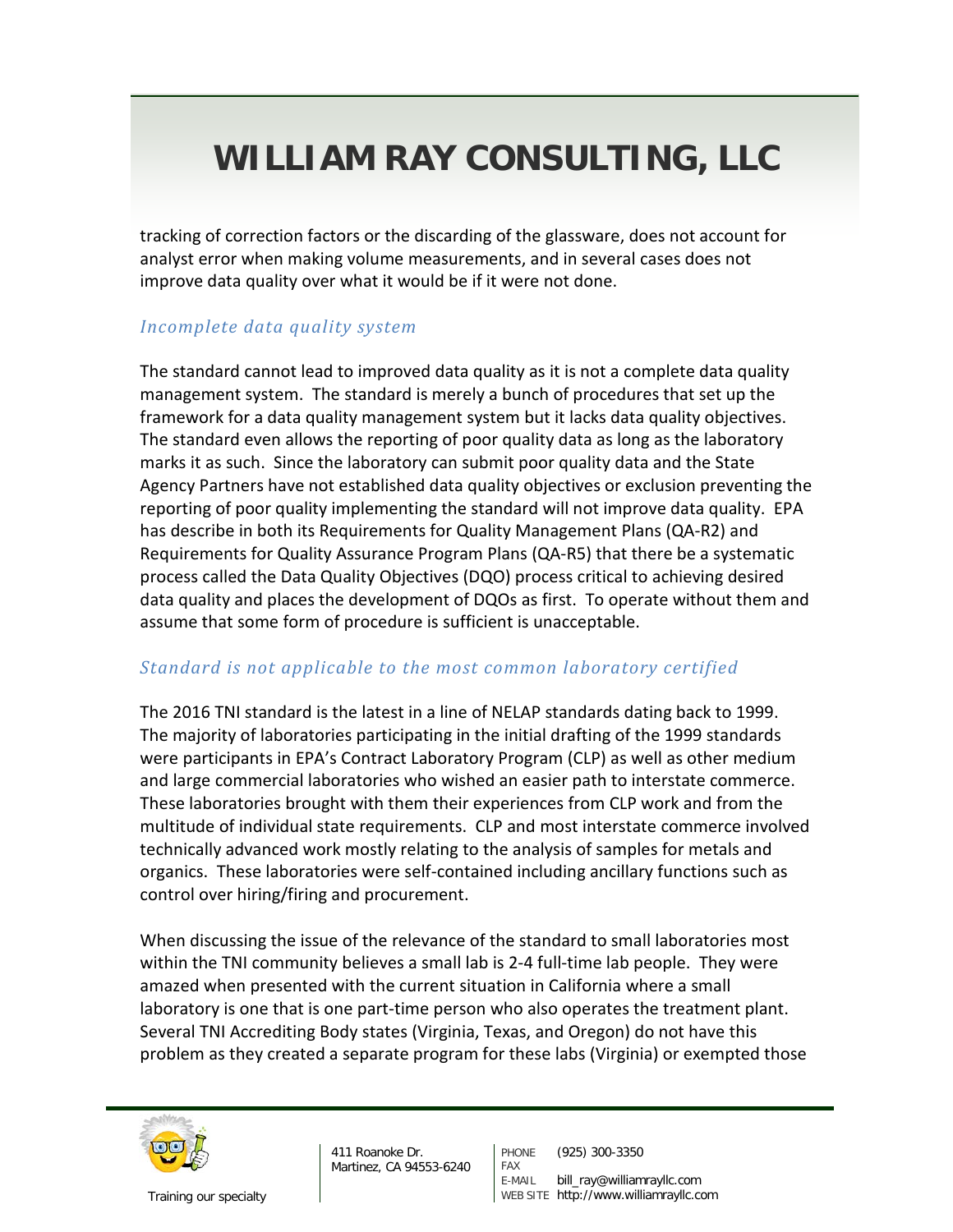tracking of correction factors or the discarding of the glassware, does not account for analyst error when making volume measurements, and in several cases does not improve data quality over what it would be if it were not done.

### *Incomplete data quality system*

The standard cannot lead to improved data quality as it is not a complete data quality management system. The standard is merely a bunch of procedures that set up the framework for a data quality management system but it lacks data quality objectives. The standard even allows the reporting of poor quality data as long as the laboratory marks it as such. Since the laboratory can submit poor quality data and the State Agency Partners have not established data quality objectives or exclusion preventing the reporting of poor quality implementing the standard will not improve data quality. EPA has describe in both its Requirements for Quality Management Plans (QA-R2) and Requirements for Quality Assurance Program Plans (QA-R5) that there be a systematic process called the Data Quality Objectives (DQO) process critical to achieving desired data quality and places the development of DQOs as first. To operate without them and assume that some form of procedure is sufficient is unacceptable.

### *Standard is not applicable to the most common laboratory certified*

The 2016 TNI standard is the latest in a line of NELAP standards dating back to 1999. The majority of laboratories participating in the initial drafting of the 1999 standards were participants in EPA's Contract Laboratory Program (CLP) as well as other medium and large commercial laboratories who wished an easier path to interstate commerce. These laboratories brought with them their experiences from CLP work and from the multitude of individual state requirements. CLP and most interstate commerce involved technically advanced work mostly relating to the analysis of samples for metals and organics. These laboratories were self-contained including ancillary functions such as control over hiring/firing and procurement.

When discussing the issue of the relevance of the standard to small laboratories most within the TNI community believes a small lab is 2-4 full-time lab people. They were amazed when presented with the current situation in California where a small laboratory is one that is one part-time person who also operates the treatment plant. Several TNI Accrediting Body states (Virginia, Texas, and Oregon) do not have this problem as they created a separate program for these labs (Virginia) or exempted those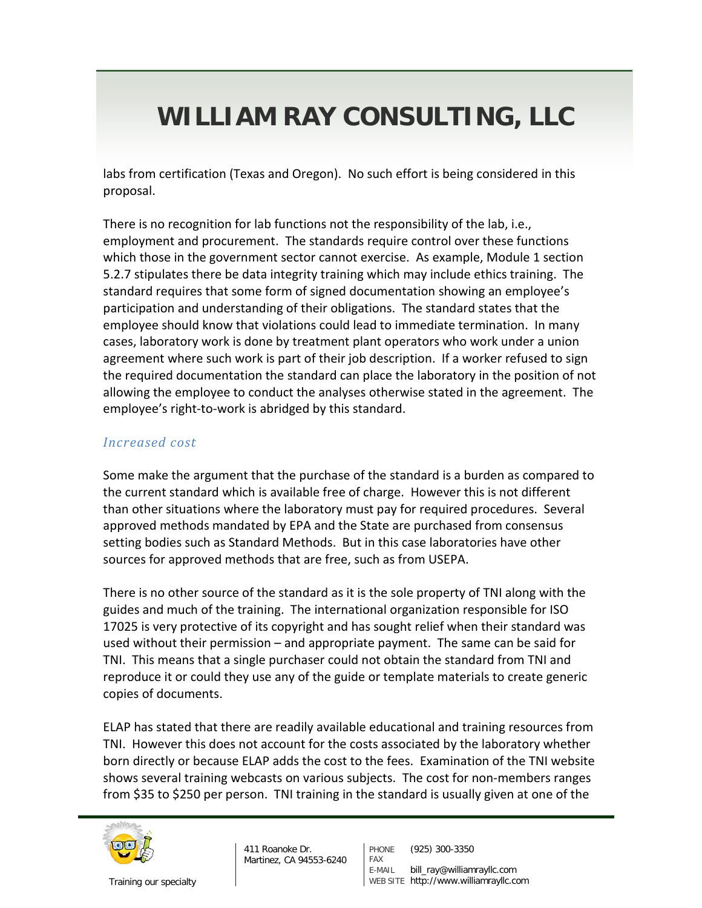labs from certification (Texas and Oregon). No such effort is being considered in this proposal.

There is no recognition for lab functions not the responsibility of the lab, i.e., employment and procurement. The standards require control over these functions which those in the government sector cannot exercise. As example, Module 1 section 5.2.7 stipulates there be data integrity training which may include ethics training. The standard requires that some form of signed documentation showing an employee's participation and understanding of their obligations. The standard states that the employee should know that violations could lead to immediate termination. In many cases, laboratory work is done by treatment plant operators who work under a union agreement where such work is part of their job description. If a worker refused to sign the required documentation the standard can place the laboratory in the position of not allowing the employee to conduct the analyses otherwise stated in the agreement. The employee's right-to-work is abridged by this standard.

### *Increased cost*

Some make the argument that the purchase of the standard is a burden as compared to the current standard which is available free of charge. However this is not different than other situations where the laboratory must pay for required procedures. Several approved methods mandated by EPA and the State are purchased from consensus setting bodies such as Standard Methods. But in this case laboratories have other sources for approved methods that are free, such as from USEPA.

There is no other source of the standard as it is the sole property of TNI along with the guides and much of the training. The international organization responsible for ISO 17025 is very protective of its copyright and has sought relief when their standard was used without their permission – and appropriate payment. The same can be said for TNI. This means that a single purchaser could not obtain the standard from TNI and reproduce it or could they use any of the guide or template materials to create generic copies of documents.

ELAP has stated that there are readily available educational and training resources from TNI. However this does not account for the costs associated by the laboratory whether born directly or because ELAP adds the cost to the fees. Examination of the TNI website shows several training webcasts on various subjects. The cost for non-members ranges from $35 to $250 per person. TNI training in the standard is usually given at one of the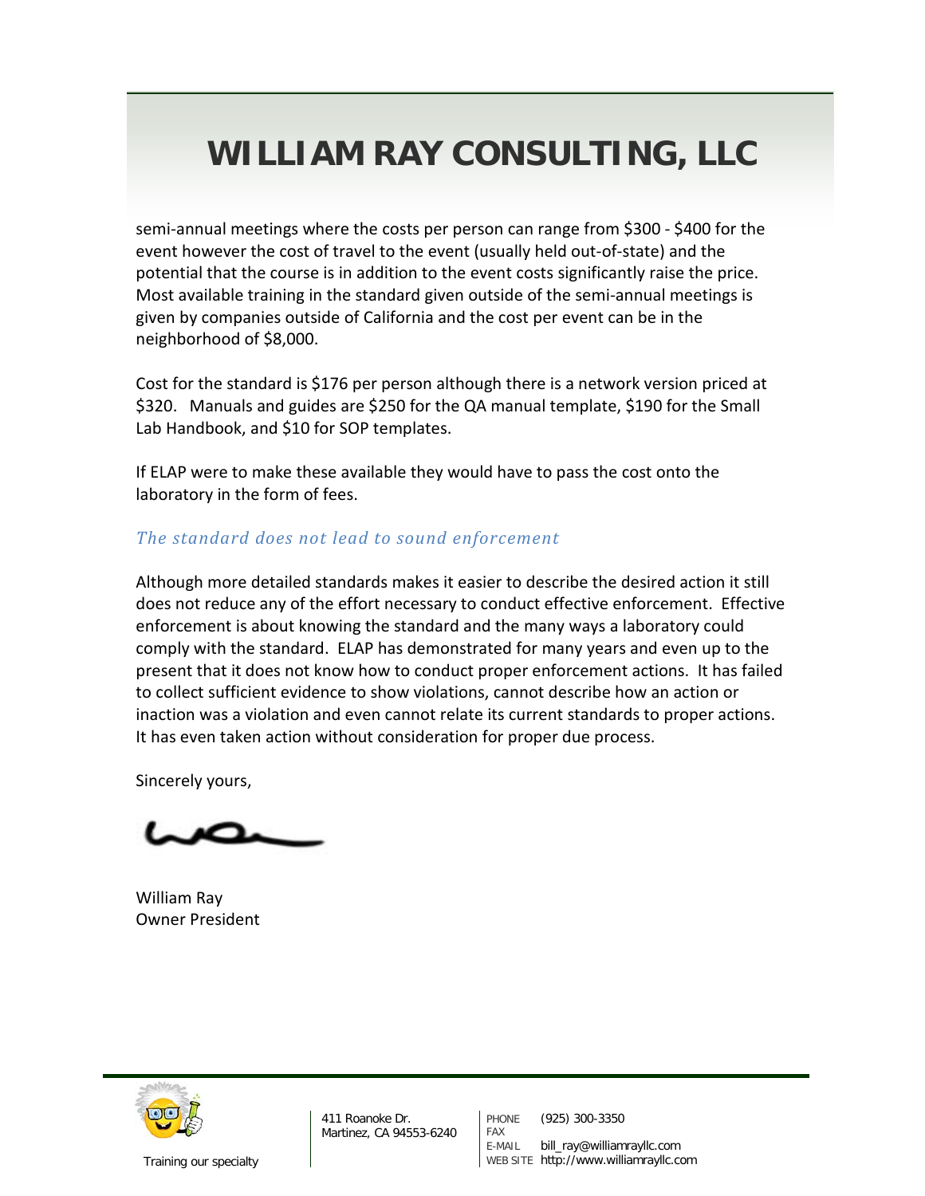semi-annual meetings where the costs per person can range from $300 - $400 for the event however the cost of travel to the event (usually held out-of-state) and the potential that the course is in addition to the event costs significantly raise the price. Most available training in the standard given outside of the semi-annual meetings is given by companies outside of California and the cost per event can be in the neighborhood of $8,000.

Cost for the standard is $176 per person although there is a network version priced at $320. Manuals and guides are $250 for the QA manual template, $190 for the Small Lab Handbook, and $10 for SOP templates.

If ELAP were to make these available they would have to pass the cost onto the laboratory in the form of fees.

### *The standard does not lead to sound enforcement*

Although more detailed standards makes it easier to describe the desired action it still does not reduce any of the effort necessary to conduct effective enforcement. Effective enforcement is about knowing the standard and the many ways a laboratory could comply with the standard. ELAP has demonstrated for many years and even up to the present that it does not know how to conduct proper enforcement actions. It has failed to collect sufficient evidence to show violations, cannot describe how an action or inaction was a violation and even cannot relate its current standards to proper actions. It has even taken action without consideration for proper due process.

Sincerely yours,

William Ray
Owner President